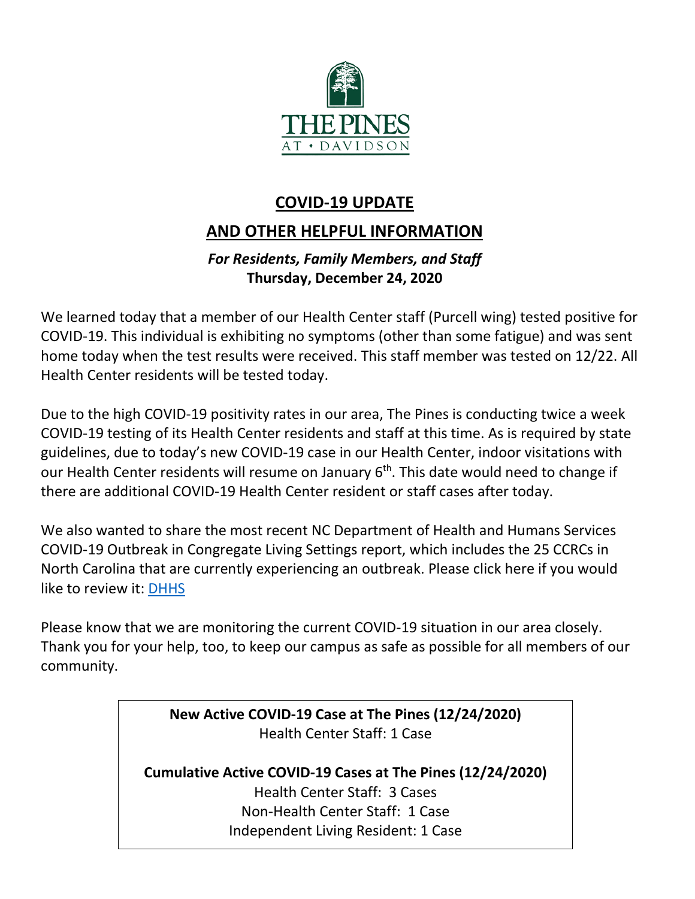THE PINES AT • DAVIDSON

# COVID-19 UPDATE

## AND OTHER HELPFUL INFORMATION

***For Residents, Family Members, and Staff***
**Thursday, December 24, 2020**

We learned today that a member of our Health Center staff (Purcell wing) tested positive for COVID-19. This individual is exhibiting no symptoms (other than some fatigue) and was sent home today when the test results were received. This staff member was tested on 12/22. All Health Center residents will be tested today.

Due to the high COVID-19 positivity rates in our area, The Pines is conducting twice a week COVID-19 testing of its Health Center residents and staff at this time. As is required by state guidelines, due to today's new COVID-19 case in our Health Center, indoor visitations with our Health Center residents will resume on January 6th. This date would need to change if there are additional COVID-19 Health Center resident or staff cases after today.

We also wanted to share the most recent NC Department of Health and Humans Services COVID-19 Outbreak in Congregate Living Settings report, which includes the 25 CCRCs in North Carolina that are currently experiencing an outbreak. Please click here if you would like to review it: DHHS

Please know that we are monitoring the current COVID-19 situation in our area closely. Thank you for your help, too, to keep our campus as safe as possible for all members of our community.

**New Active COVID-19 Case at The Pines (12/24/2020)**
Health Center Staff: 1 Case

**Cumulative Active COVID-19 Cases at The Pines (12/24/2020)**
Health Center Staff: 3 Cases
Non-Health Center Staff: 1 Case
Independent Living Resident: 1 Case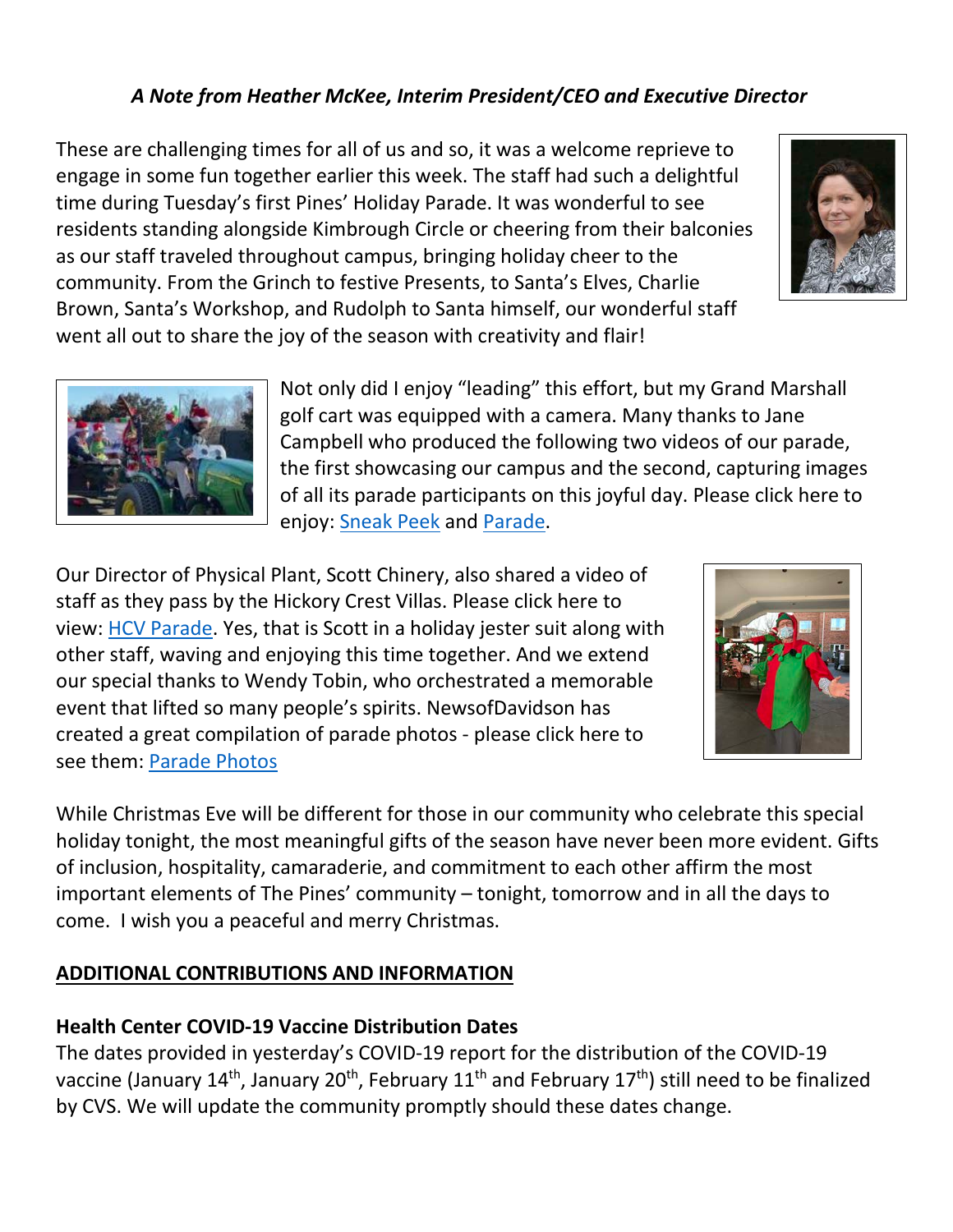*A Note from Heather McKee, Interim President/CEO and Executive Director*

These are challenging times for all of us and so, it was a welcome reprieve to engage in some fun together earlier this week. The staff had such a delightful time during Tuesday's first Pines' Holiday Parade. It was wonderful to see residents standing alongside Kimbrough Circle or cheering from their balconies as our staff traveled throughout campus, bringing holiday cheer to the community. From the Grinch to festive Presents, to Santa's Elves, Charlie Brown, Santa's Workshop, and Rudolph to Santa himself, our wonderful staff went all out to share the joy of the season with creativity and flair!

Not only did I enjoy "leading" this effort, but my Grand Marshall golf cart was equipped with a camera. Many thanks to Jane Campbell who produced the following two videos of our parade, the first showcasing our campus and the second, capturing images of all its parade participants on this joyful day. Please click here to enjoy: Sneak Peek and Parade.

Our Director of Physical Plant, Scott Chinery, also shared a video of staff as they pass by the Hickory Crest Villas. Please click here to view: HCV Parade. Yes, that is Scott in a holiday jester suit along with other staff, waving and enjoying this time together. And we extend our special thanks to Wendy Tobin, who orchestrated a memorable event that lifted so many people's spirits. NewsofDavidson has created a great compilation of parade photos - please click here to see them: Parade Photos

While Christmas Eve will be different for those in our community who celebrate this special holiday tonight, the most meaningful gifts of the season have never been more evident. Gifts of inclusion, hospitality, camaraderie, and commitment to each other affirm the most important elements of The Pines' community – tonight, tomorrow and in all the days to come. I wish you a peaceful and merry Christmas.

## ADDITIONAL CONTRIBUTIONS AND INFORMATION

**Health Center COVID-19 Vaccine Distribution Dates**

The dates provided in yesterday's COVID-19 report for the distribution of the COVID-19 vaccine (January 14th, January 20th, February 11th and February 17th) still need to be finalized by CVS. We will update the community promptly should these dates change.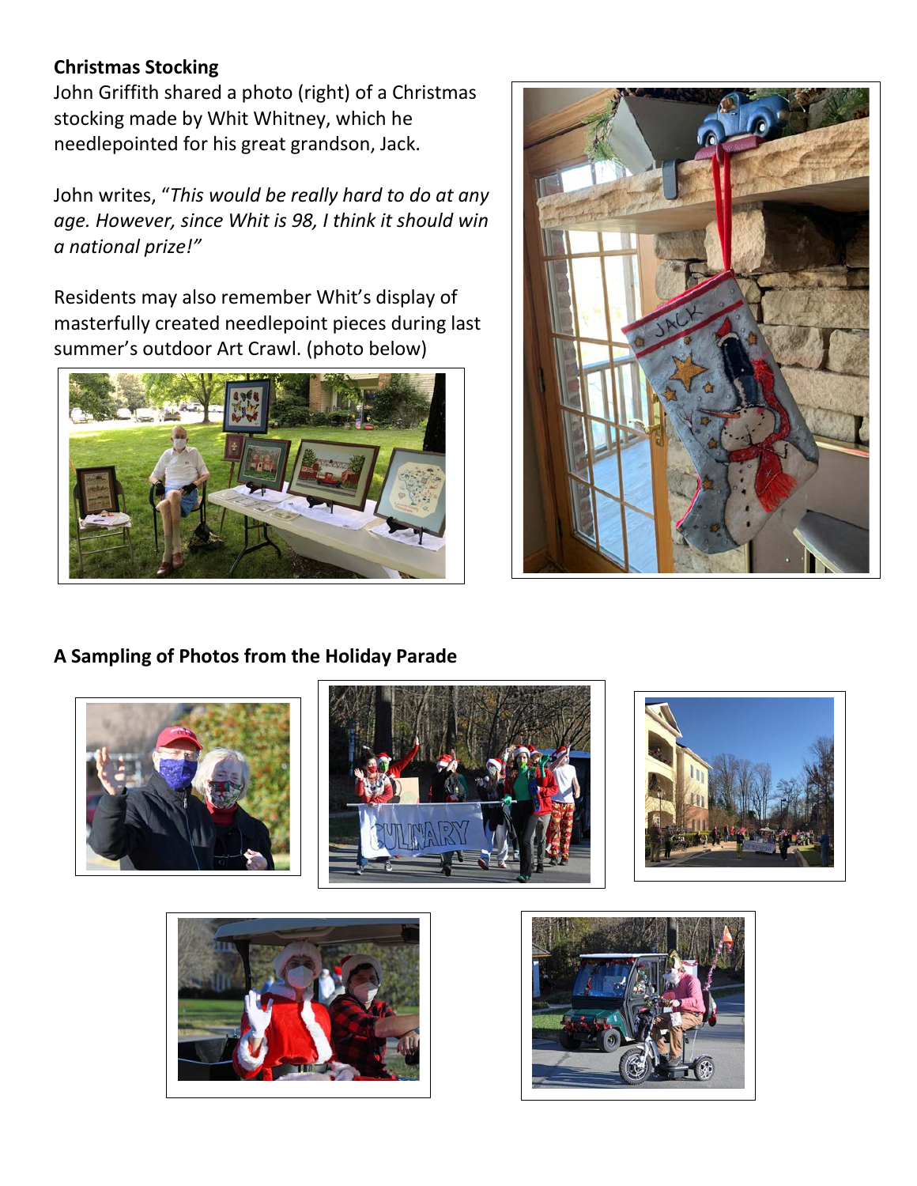## Christmas Stocking

John Griffith shared a photo (right) of a Christmas stocking made by Whit Whitney, which he needlepointed for his great grandson, Jack.

John writes, "*This would be really hard to do at any age. However, since Whit is 98, I think it should win a national prize!"*

Residents may also remember Whit's display of masterfully created needlepoint pieces during last summer's outdoor Art Crawl. (photo below)

## A Sampling of Photos from the Holiday Parade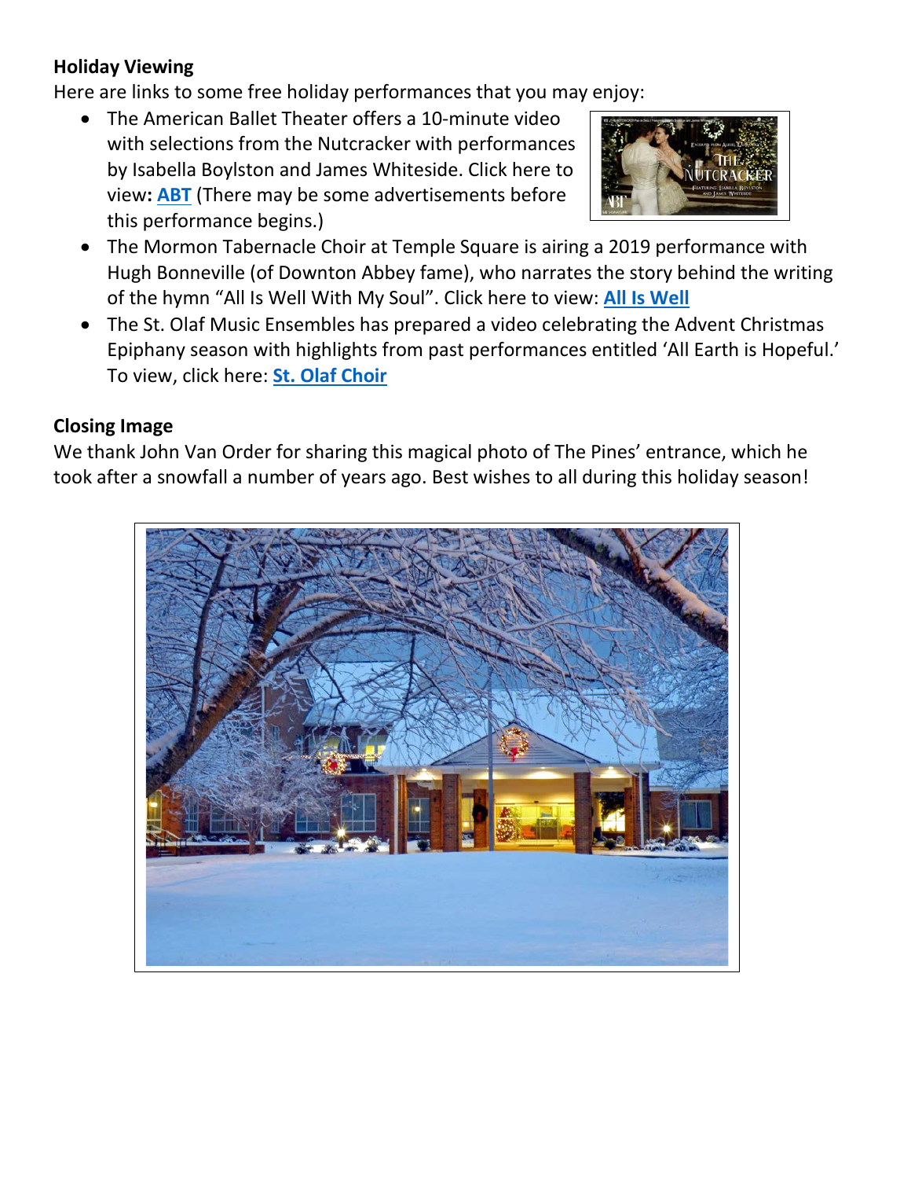**Holiday Viewing**

Here are links to some free holiday performances that you may enjoy:

- The American Ballet Theater offers a 10-minute video with selections from the Nutcracker with performances by Isabella Boylston and James Whiteside. Click here to view: **ABT** (There may be some advertisements before this performance begins.)
- The Mormon Tabernacle Choir at Temple Square is airing a 2019 performance with Hugh Bonneville (of Downton Abbey fame), who narrates the story behind the writing of the hymn "All Is Well With My Soul". Click here to view: **All Is Well**
- The St. Olaf Music Ensembles has prepared a video celebrating the Advent Christmas Epiphany season with highlights from past performances entitled 'All Earth is Hopeful.' To view, click here: **St. Olaf Choir**

**Closing Image**

We thank John Van Order for sharing this magical photo of The Pines' entrance, which he took after a snowfall a number of years ago. Best wishes to all during this holiday season!